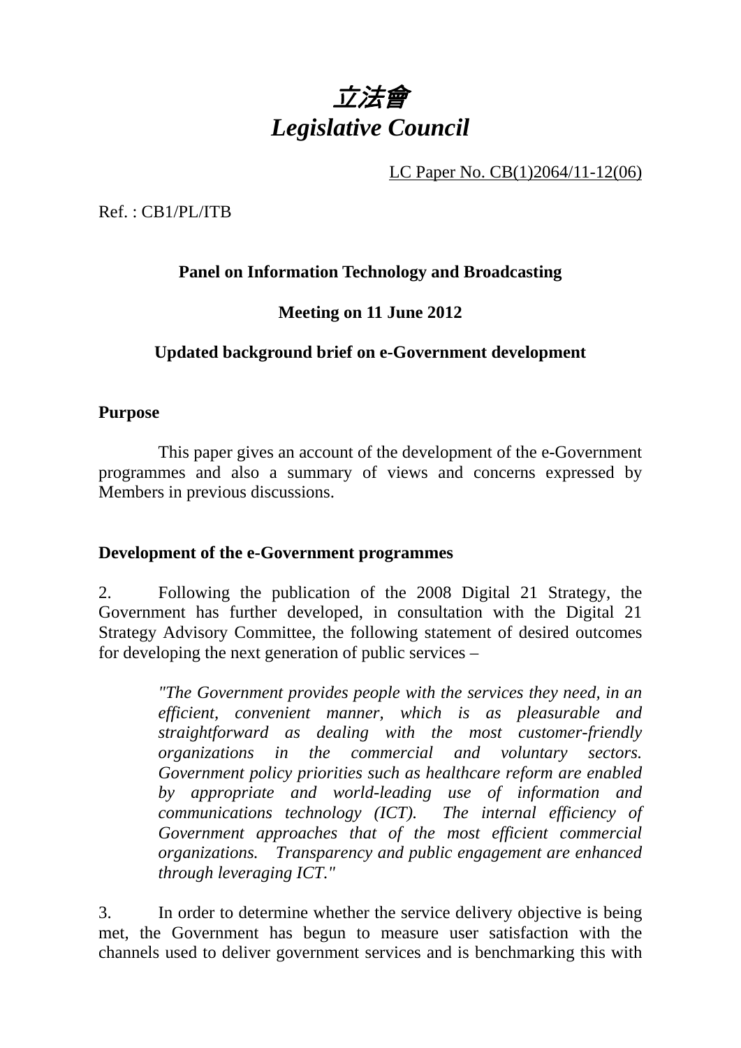# *立法會*
# *Legislative Council*

LC Paper No. CB(1)2064/11-12(06)

Ref. : CB1/PL/ITB

**Panel on Information Technology and Broadcasting**

**Meeting on 11 June 2012**

**Updated background brief on e-Government development**

**Purpose**

This paper gives an account of the development of the e-Government programmes and also a summary of views and concerns expressed by Members in previous discussions.

**Development of the e-Government programmes**

2. Following the publication of the 2008 Digital 21 Strategy, the Government has further developed, in consultation with the Digital 21 Strategy Advisory Committee, the following statement of desired outcomes for developing the next generation of public services –

> *"The Government provides people with the services they need, in an efficient, convenient manner, which is as pleasurable and straightforward as dealing with the most customer-friendly organizations in the commercial and voluntary sectors. Government policy priorities such as healthcare reform are enabled by appropriate and world-leading use of information and communications technology (ICT). The internal efficiency of Government approaches that of the most efficient commercial organizations. Transparency and public engagement are enhanced through leveraging ICT."*

3. In order to determine whether the service delivery objective is being met, the Government has begun to measure user satisfaction with the channels used to deliver government services and is benchmarking this with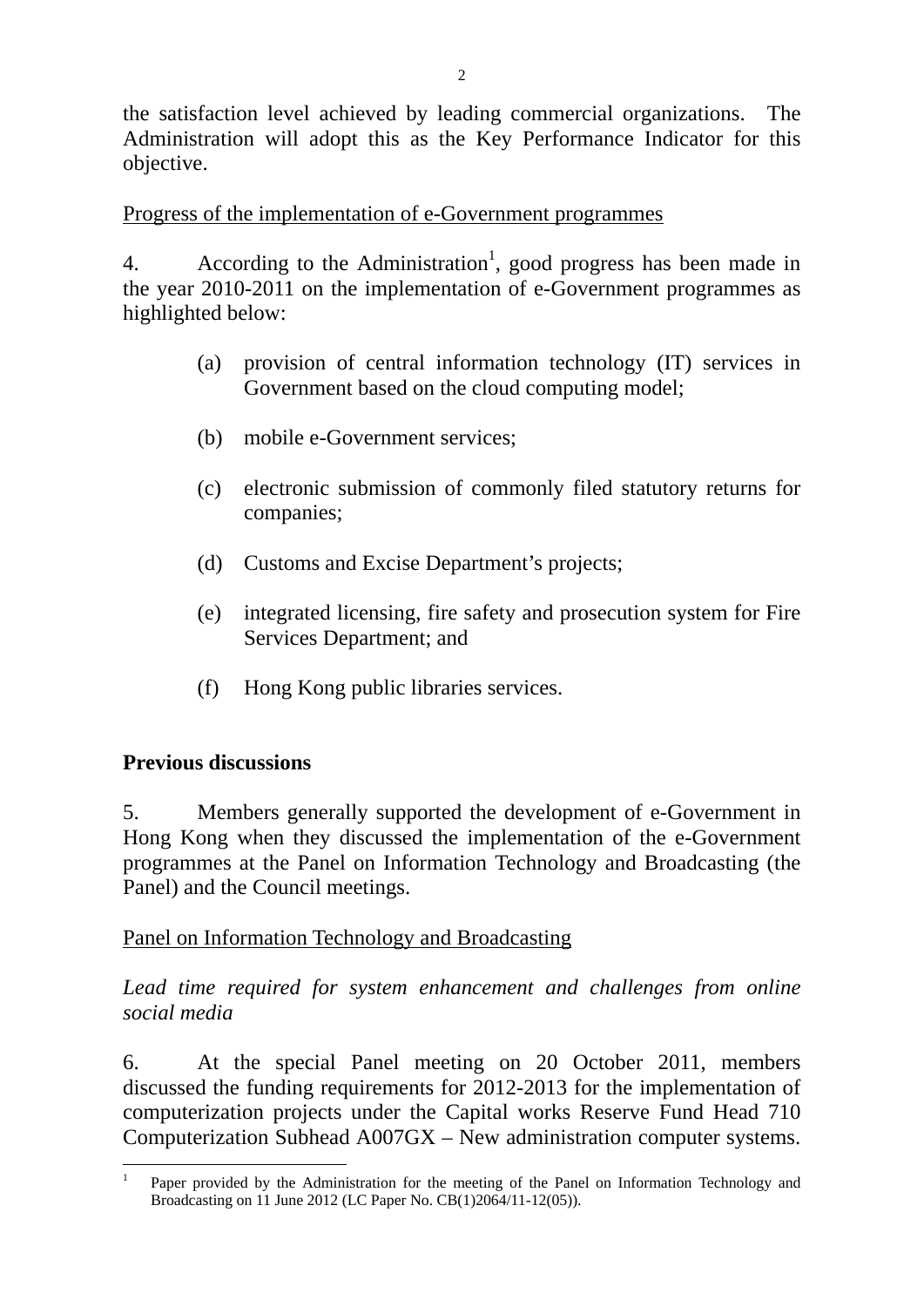the satisfaction level achieved by leading commercial organizations. The Administration will adopt this as the Key Performance Indicator for this objective.

Progress of the implementation of e-Government programmes

4. According to the Administration[1], good progress has been made in the year 2010-2011 on the implementation of e-Government programmes as highlighted below:

(a) provision of central information technology (IT) services in Government based on the cloud computing model;

(b) mobile e-Government services;

(c) electronic submission of commonly filed statutory returns for companies;

(d) Customs and Excise Department's projects;

(e) integrated licensing, fire safety and prosecution system for Fire Services Department; and

(f) Hong Kong public libraries services.

**Previous discussions**

5. Members generally supported the development of e-Government in Hong Kong when they discussed the implementation of the e-Government programmes at the Panel on Information Technology and Broadcasting (the Panel) and the Council meetings.

Panel on Information Technology and Broadcasting

*Lead time required for system enhancement and challenges from online social media*

6. At the special Panel meeting on 20 October 2011, members discussed the funding requirements for 2012-2013 for the implementation of computerization projects under the Capital works Reserve Fund Head 710 Computerization Subhead A007GX – New administration computer systems.

---

[1] Paper provided by the Administration for the meeting of the Panel on Information Technology and Broadcasting on 11 June 2012 (LC Paper No. CB(1)2064/11-12(05)).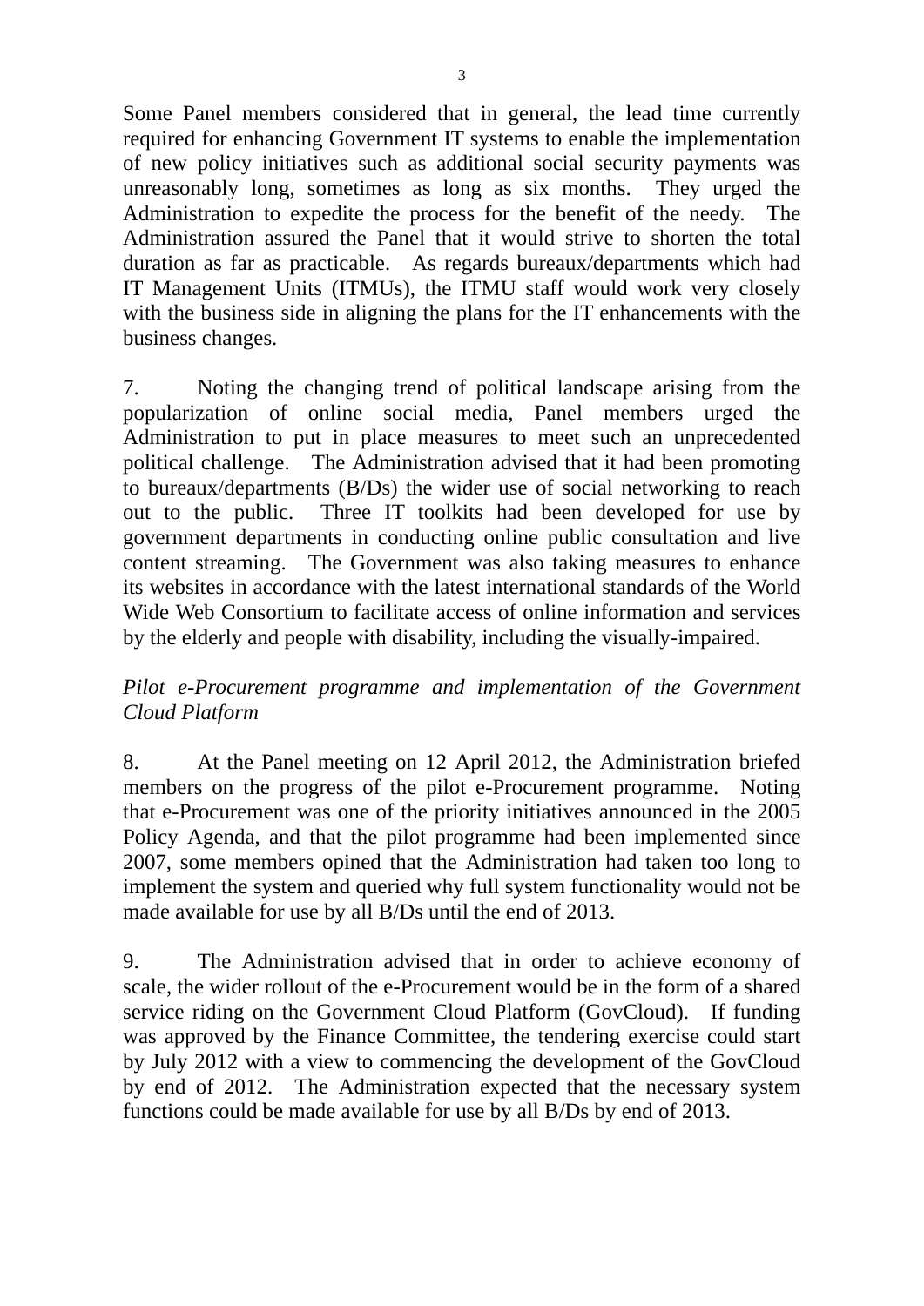Some Panel members considered that in general, the lead time currently required for enhancing Government IT systems to enable the implementation of new policy initiatives such as additional social security payments was unreasonably long, sometimes as long as six months. They urged the Administration to expedite the process for the benefit of the needy. The Administration assured the Panel that it would strive to shorten the total duration as far as practicable. As regards bureaux/departments which had IT Management Units (ITMUs), the ITMU staff would work very closely with the business side in aligning the plans for the IT enhancements with the business changes.

7. Noting the changing trend of political landscape arising from the popularization of online social media, Panel members urged the Administration to put in place measures to meet such an unprecedented political challenge. The Administration advised that it had been promoting to bureaux/departments (B/Ds) the wider use of social networking to reach out to the public. Three IT toolkits had been developed for use by government departments in conducting online public consultation and live content streaming. The Government was also taking measures to enhance its websites in accordance with the latest international standards of the World Wide Web Consortium to facilitate access of online information and services by the elderly and people with disability, including the visually-impaired.

*Pilot e-Procurement programme and implementation of the Government Cloud Platform*

8. At the Panel meeting on 12 April 2012, the Administration briefed members on the progress of the pilot e-Procurement programme. Noting that e-Procurement was one of the priority initiatives announced in the 2005 Policy Agenda, and that the pilot programme had been implemented since 2007, some members opined that the Administration had taken too long to implement the system and queried why full system functionality would not be made available for use by all B/Ds until the end of 2013.

9. The Administration advised that in order to achieve economy of scale, the wider rollout of the e-Procurement would be in the form of a shared service riding on the Government Cloud Platform (GovCloud). If funding was approved by the Finance Committee, the tendering exercise could start by July 2012 with a view to commencing the development of the GovCloud by end of 2012. The Administration expected that the necessary system functions could be made available for use by all B/Ds by end of 2013.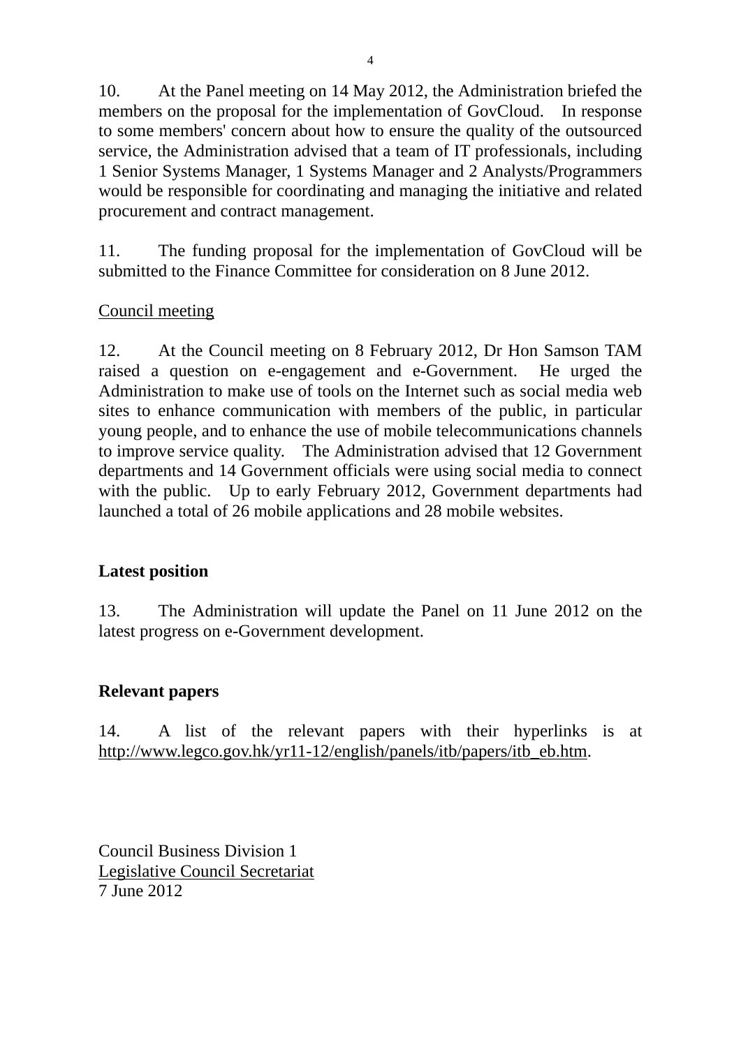10. At the Panel meeting on 14 May 2012, the Administration briefed the members on the proposal for the implementation of GovCloud. In response to some members' concern about how to ensure the quality of the outsourced service, the Administration advised that a team of IT professionals, including 1 Senior Systems Manager, 1 Systems Manager and 2 Analysts/Programmers would be responsible for coordinating and managing the initiative and related procurement and contract management.

11. The funding proposal for the implementation of GovCloud will be submitted to the Finance Committee for consideration on 8 June 2012.

<u>Council meeting</u>

12. At the Council meeting on 8 February 2012, Dr Hon Samson TAM raised a question on e-engagement and e-Government. He urged the Administration to make use of tools on the Internet such as social media web sites to enhance communication with members of the public, in particular young people, and to enhance the use of mobile telecommunications channels to improve service quality. The Administration advised that 12 Government departments and 14 Government officials were using social media to connect with the public. Up to early February 2012, Government departments had launched a total of 26 mobile applications and 28 mobile websites.

**Latest position**

13. The Administration will update the Panel on 11 June 2012 on the latest progress on e-Government development.

**Relevant papers**

14. A list of the relevant papers with their hyperlinks is at http://www.legco.gov.hk/yr11-12/english/panels/itb/papers/itb_eb.htm.

Council Business Division 1
<u>Legislative Council Secretariat</u>
7 June 2012